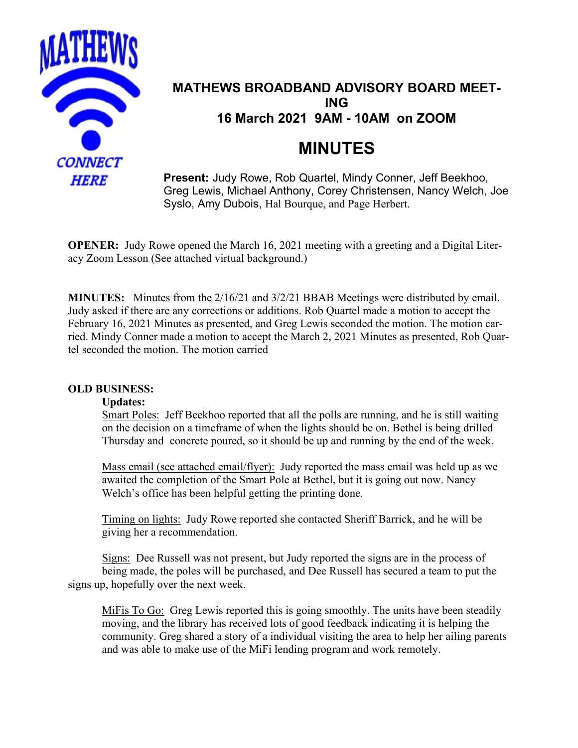MATHEWS

CONNECT HERE

# MATHEWS BROADBAND ADVISORY BOARD MEETING
## 16 March 2021 9AM - 10AM on ZOOM

# MINUTES

**Present:** Judy Rowe, Rob Quartel, Mindy Conner, Jeff Beekhoo, Greg Lewis, Michael Anthony, Corey Christensen, Nancy Welch, Joe Syslo, Amy Dubois, Hal Bourque, and Page Herbert.

**OPENER:** Judy Rowe opened the March 16, 2021 meeting with a greeting and a Digital Literacy Zoom Lesson (See attached virtual background.)

**MINUTES:** Minutes from the 2/16/21 and 3/2/21 BBAB Meetings were distributed by email. Judy asked if there are any corrections or additions. Rob Quartel made a motion to accept the February 16, 2021 Minutes as presented, and Greg Lewis seconded the motion. The motion carried. Mindy Conner made a motion to accept the March 2, 2021 Minutes as presented, Rob Quartel seconded the motion. The motion carried

**OLD BUSINESS:**

**Updates:**

Smart Poles: Jeff Beekhoo reported that all the polls are running, and he is still waiting on the decision on a timeframe of when the lights should be on. Bethel is being drilled Thursday and concrete poured, so it should be up and running by the end of the week.

Mass email (see attached email/flyer): Judy reported the mass email was held up as we awaited the completion of the Smart Pole at Bethel, but it is going out now. Nancy Welch's office has been helpful getting the printing done.

Timing on lights: Judy Rowe reported she contacted Sheriff Barrick, and he will be giving her a recommendation.

Signs: Dee Russell was not present, but Judy reported the signs are in the process of being made, the poles will be purchased, and Dee Russell has secured a team to put the signs up, hopefully over the next week.

MiFis To Go: Greg Lewis reported this is going smoothly. The units have been steadily moving, and the library has received lots of good feedback indicating it is helping the community. Greg shared a story of a individual visiting the area to help her ailing parents and was able to make use of the MiFi lending program and work remotely.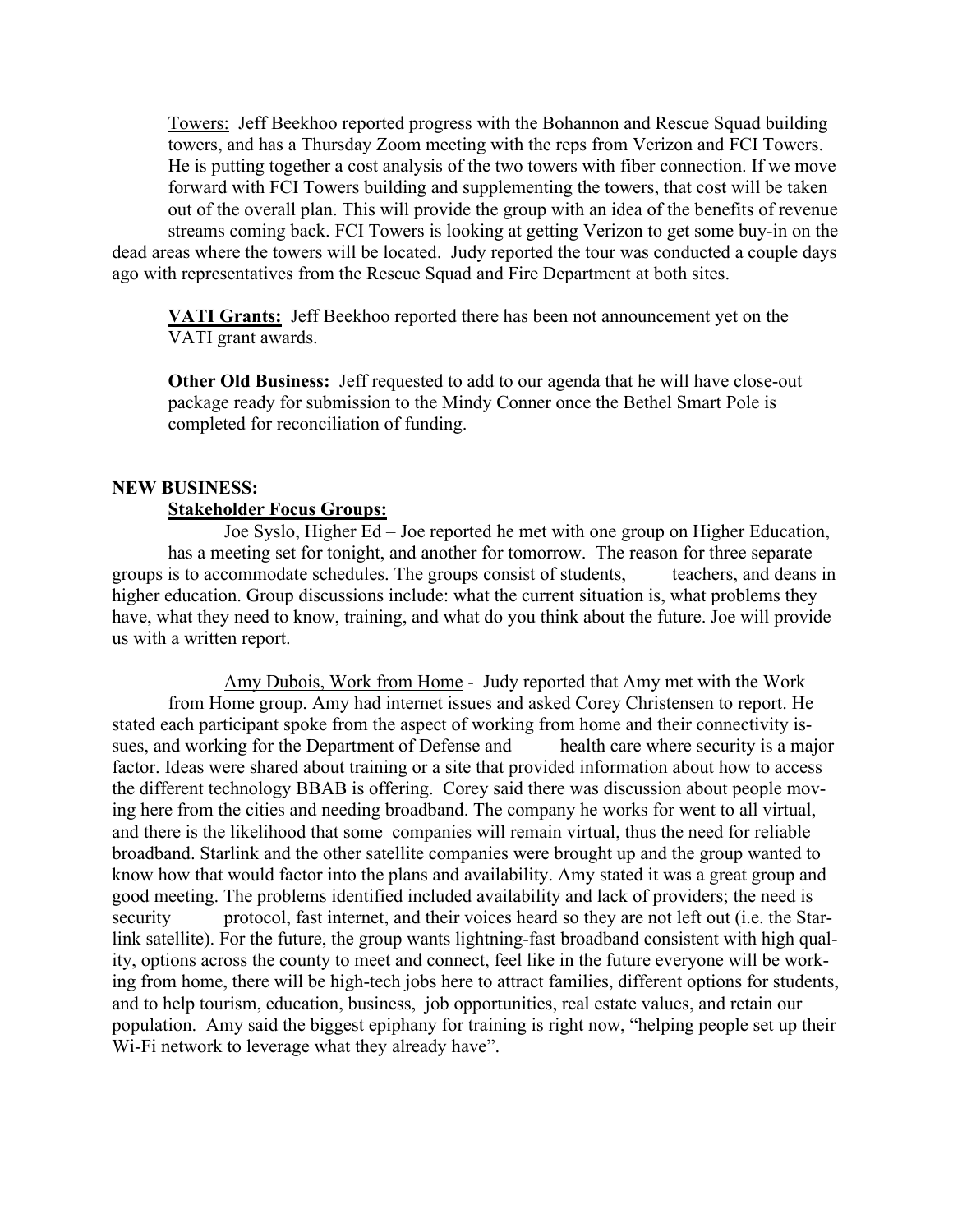Towers: Jeff Beekhoo reported progress with the Bohannon and Rescue Squad building towers, and has a Thursday Zoom meeting with the reps from Verizon and FCI Towers. He is putting together a cost analysis of the two towers with fiber connection. If we move forward with FCI Towers building and supplementing the towers, that cost will be taken out of the overall plan. This will provide the group with an idea of the benefits of revenue streams coming back. FCI Towers is looking at getting Verizon to get some buy-in on the dead areas where the towers will be located. Judy reported the tour was conducted a couple days ago with representatives from the Rescue Squad and Fire Department at both sites.

**VATI Grants:** Jeff Beekhoo reported there has been not announcement yet on the VATI grant awards.

**Other Old Business:** Jeff requested to add to our agenda that he will have close-out package ready for submission to the Mindy Conner once the Bethel Smart Pole is completed for reconciliation of funding.

**NEW BUSINESS:**

**Stakeholder Focus Groups:**

Joe Syslo, Higher Ed – Joe reported he met with one group on Higher Education, has a meeting set for tonight, and another for tomorrow. The reason for three separate groups is to accommodate schedules. The groups consist of students, teachers, and deans in higher education. Group discussions include: what the current situation is, what problems they have, what they need to know, training, and what do you think about the future. Joe will provide us with a written report.

Amy Dubois, Work from Home - Judy reported that Amy met with the Work from Home group. Amy had internet issues and asked Corey Christensen to report. He stated each participant spoke from the aspect of working from home and their connectivity issues, and working for the Department of Defense and health care where security is a major factor. Ideas were shared about training or a site that provided information about how to access the different technology BBAB is offering. Corey said there was discussion about people moving here from the cities and needing broadband. The company he works for went to all virtual, and there is the likelihood that some companies will remain virtual, thus the need for reliable broadband. Starlink and the other satellite companies were brought up and the group wanted to know how that would factor into the plans and availability. Amy stated it was a great group and good meeting. The problems identified included availability and lack of providers; the need is security protocol, fast internet, and their voices heard so they are not left out (i.e. the Starlink satellite). For the future, the group wants lightning-fast broadband consistent with high quality, options across the county to meet and connect, feel like in the future everyone will be working from home, there will be high-tech jobs here to attract families, different options for students, and to help tourism, education, business, job opportunities, real estate values, and retain our population. Amy said the biggest epiphany for training is right now, "helping people set up their Wi-Fi network to leverage what they already have".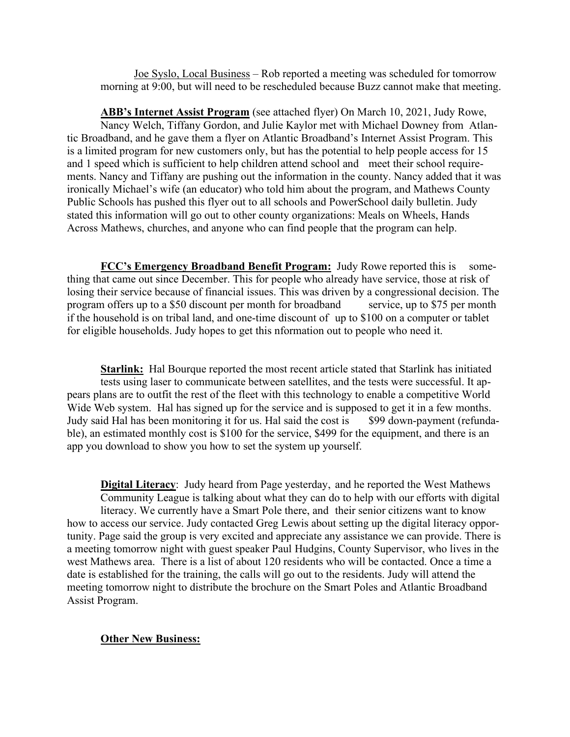Joe Syslo, Local Business – Rob reported a meeting was scheduled for tomorrow morning at 9:00, but will need to be rescheduled because Buzz cannot make that meeting.

**ABB's Internet Assist Program** (see attached flyer) On March 10, 2021, Judy Rowe, Nancy Welch, Tiffany Gordon, and Julie Kaylor met with Michael Downey from Atlantic Broadband, and he gave them a flyer on Atlantic Broadband's Internet Assist Program. This is a limited program for new customers only, but has the potential to help people access for 15 and 1 speed which is sufficient to help children attend school and meet their school requirements. Nancy and Tiffany are pushing out the information in the county. Nancy added that it was ironically Michael's wife (an educator) who told him about the program, and Mathews County Public Schools has pushed this flyer out to all schools and PowerSchool daily bulletin. Judy stated this information will go out to other county organizations: Meals on Wheels, Hands Across Mathews, churches, and anyone who can find people that the program can help.

**FCC's Emergency Broadband Benefit Program:** Judy Rowe reported this is something that came out since December. This for people who already have service, those at risk of losing their service because of financial issues. This was driven by a congressional decision. The program offers up to a $50 discount per month for broadband service, up to $75 per month if the household is on tribal land, and one-time discount of up to $100 on a computer or tablet for eligible households. Judy hopes to get this nformation out to people who need it.

**Starlink:** Hal Bourque reported the most recent article stated that Starlink has initiated tests using laser to communicate between satellites, and the tests were successful. It appears plans are to outfit the rest of the fleet with this technology to enable a competitive World Wide Web system. Hal has signed up for the service and is supposed to get it in a few months. Judy said Hal has been monitoring it for us. Hal said the cost is $99 down-payment (refundable), an estimated monthly cost is $100 for the service, $499 for the equipment, and there is an app you download to show you how to set the system up yourself.

**Digital Literacy**: Judy heard from Page yesterday, and he reported the West Mathews Community League is talking about what they can do to help with our efforts with digital literacy. We currently have a Smart Pole there, and their senior citizens want to know how to access our service. Judy contacted Greg Lewis about setting up the digital literacy opportunity. Page said the group is very excited and appreciate any assistance we can provide. There is a meeting tomorrow night with guest speaker Paul Hudgins, County Supervisor, who lives in the west Mathews area. There is a list of about 120 residents who will be contacted. Once a time a date is established for the training, the calls will go out to the residents. Judy will attend the meeting tomorrow night to distribute the brochure on the Smart Poles and Atlantic Broadband Assist Program.

**Other New Business:**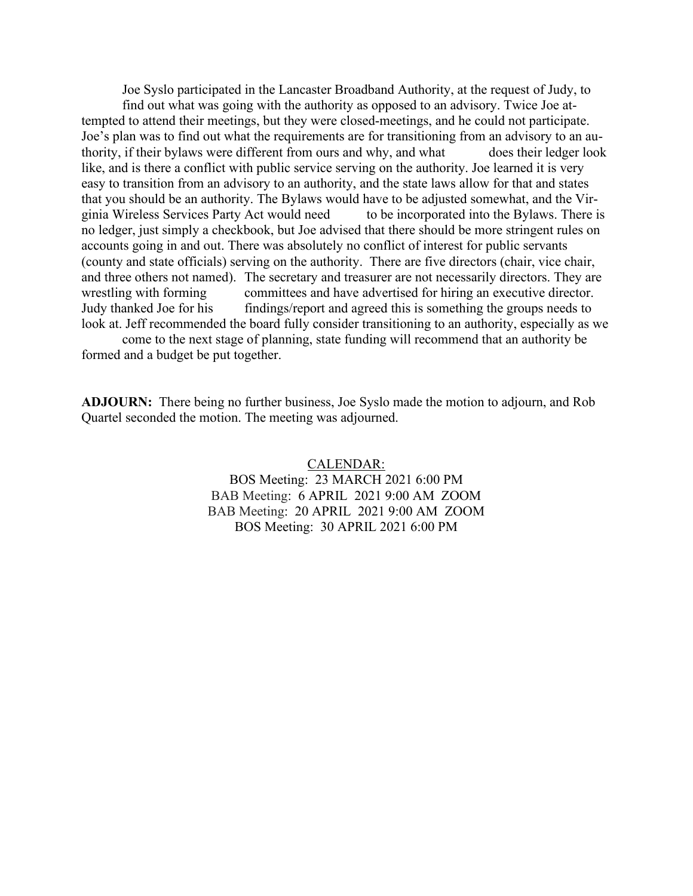Joe Syslo participated in the Lancaster Broadband Authority, at the request of Judy, to find out what was going with the authority as opposed to an advisory. Twice Joe attempted to attend their meetings, but they were closed-meetings, and he could not participate. Joe's plan was to find out what the requirements are for transitioning from an advisory to an authority, if their bylaws were different from ours and why, and what does their ledger look like, and is there a conflict with public service serving on the authority. Joe learned it is very easy to transition from an advisory to an authority, and the state laws allow for that and states that you should be an authority. The Bylaws would have to be adjusted somewhat, and the Virginia Wireless Services Party Act would need to be incorporated into the Bylaws. There is no ledger, just simply a checkbook, but Joe advised that there should be more stringent rules on accounts going in and out. There was absolutely no conflict of interest for public servants (county and state officials) serving on the authority. There are five directors (chair, vice chair, and three others not named). The secretary and treasurer are not necessarily directors. They are wrestling with forming committees and have advertised for hiring an executive director. Judy thanked Joe for his findings/report and agreed this is something the groups needs to look at. Jeff recommended the board fully consider transitioning to an authority, especially as we come to the next stage of planning, state funding will recommend that an authority be formed and a budget be put together.

**ADJOURN:** There being no further business, Joe Syslo made the motion to adjourn, and Rob Quartel seconded the motion. The meeting was adjourned.

CALENDAR:

BOS Meeting: 23 MARCH 2021 6:00 PM
BAB Meeting: 6 APRIL 2021 9:00 AM ZOOM
BAB Meeting: 20 APRIL 2021 9:00 AM ZOOM
BOS Meeting: 30 APRIL 2021 6:00 PM